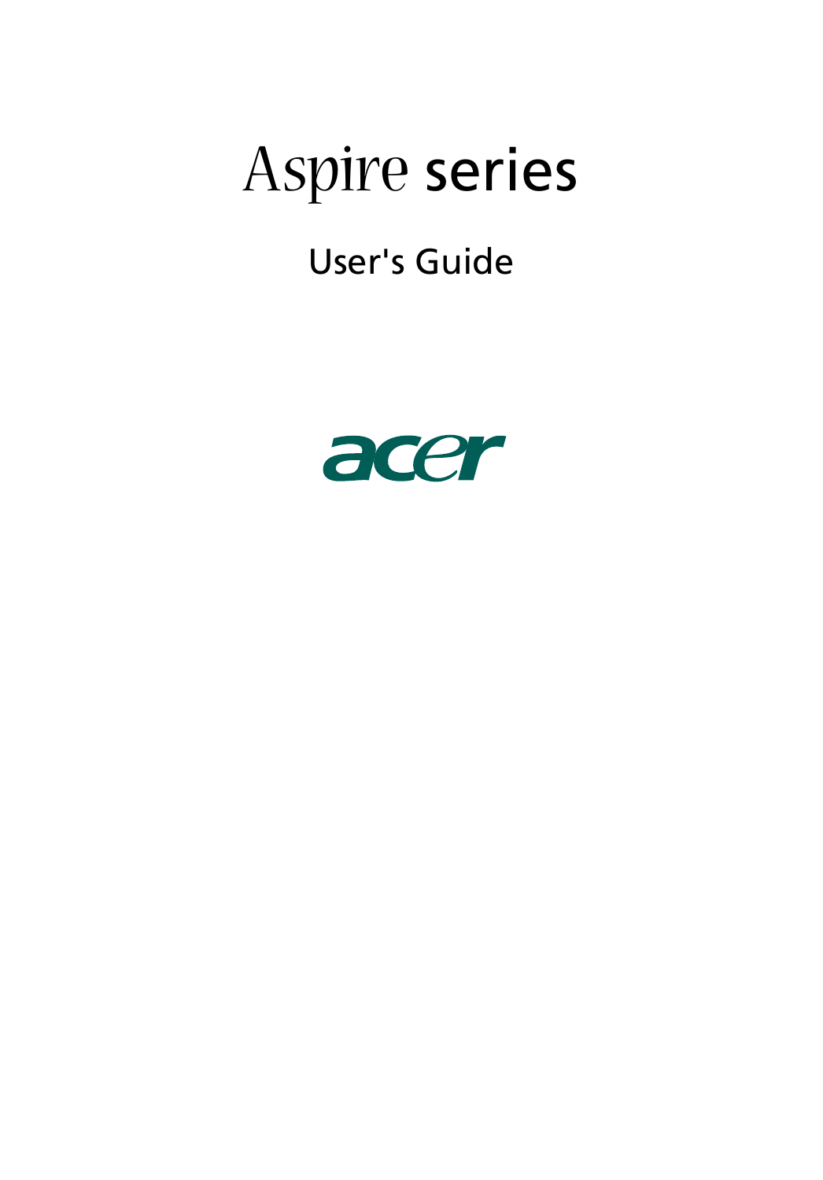# Aspire series

## User's Guide

acer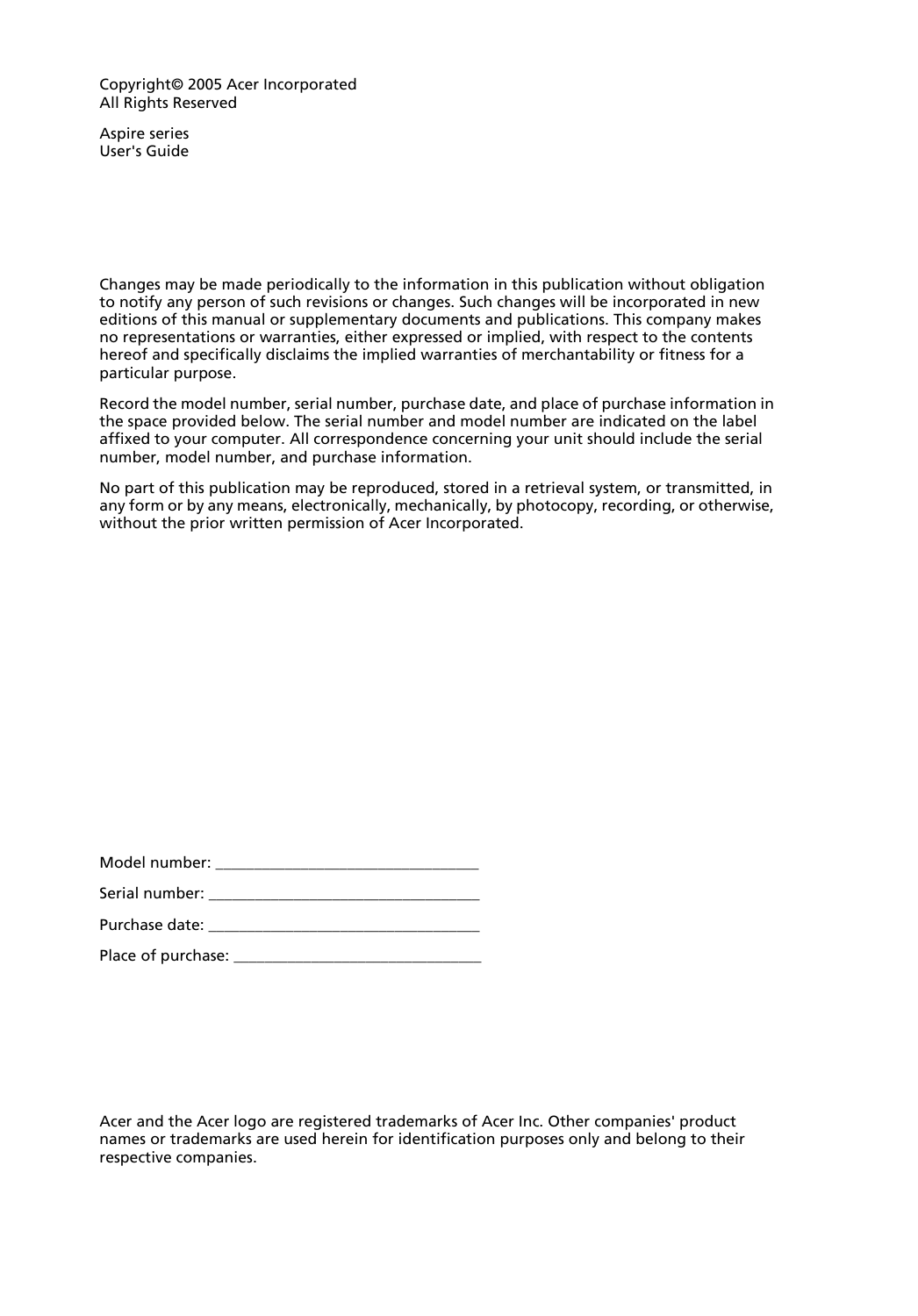Copyright© 2005 Acer Incorporated
All Rights Reserved

Aspire series
User's Guide

Changes may be made periodically to the information in this publication without obligation to notify any person of such revisions or changes. Such changes will be incorporated in new editions of this manual or supplementary documents and publications. This company makes no representations or warranties, either expressed or implied, with respect to the contents hereof and specifically disclaims the implied warranties of merchantability or fitness for a particular purpose.

Record the model number, serial number, purchase date, and place of purchase information in the space provided below. The serial number and model number are indicated on the label affixed to your computer. All correspondence concerning your unit should include the serial number, model number, and purchase information.

No part of this publication may be reproduced, stored in a retrieval system, or transmitted, in any form or by any means, electronically, mechanically, by photocopy, recording, or otherwise, without the prior written permission of Acer Incorporated.

Model number: _________________________________

Serial number: __________________________________

Purchase date: __________________________________

Place of purchase: _______________________________

Acer and the Acer logo are registered trademarks of Acer Inc. Other companies' product names or trademarks are used herein for identification purposes only and belong to their respective companies.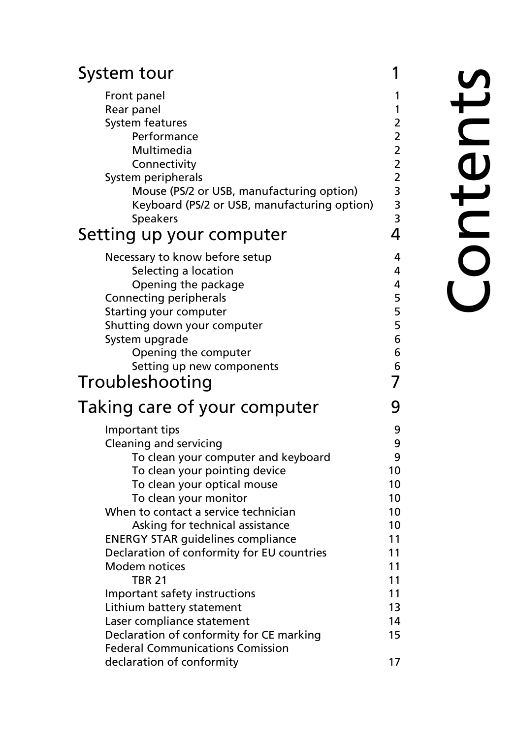# Contents

| | |
|---|---|
| **System tour** | **1** |
| Front panel | 1 |
| Rear panel | 1 |
| System features | 2 |
| Performance | 2 |
| Multimedia | 2 |
| Connectivity | 2 |
| System peripherals | 2 |
| Mouse (PS/2 or USB, manufacturing option) | 3 |
| Keyboard (PS/2 or USB, manufacturing option) | 3 |
| Speakers | 3 |
| **Setting up your computer** | **4** |
| Necessary to know before setup | 4 |
| Selecting a location | 4 |
| Opening the package | 4 |
| Connecting peripherals | 5 |
| Starting your computer | 5 |
| Shutting down your computer | 5 |
| System upgrade | 6 |
| Opening the computer | 6 |
| Setting up new components | 6 |
| **Troubleshooting** | **7** |
| **Taking care of your computer** | **9** |
| Important tips | 9 |
| Cleaning and servicing | 9 |
| To clean your computer and keyboard | 9 |
| To clean your pointing device | 10 |
| To clean your optical mouse | 10 |
| To clean your monitor | 10 |
| When to contact a service technician | 10 |
| Asking for technical assistance | 10 |
| ENERGY STAR guidelines compliance | 11 |
| Declaration of conformity for EU countries | 11 |
| Modem notices | 11 |
| TBR 21 | 11 |
| Important safety instructions | 11 |
| Lithium battery statement | 13 |
| Laser compliance statement | 14 |
| Declaration of conformity for CE marking | 15 |
| Federal Communications Comission declaration of conformity | 17 |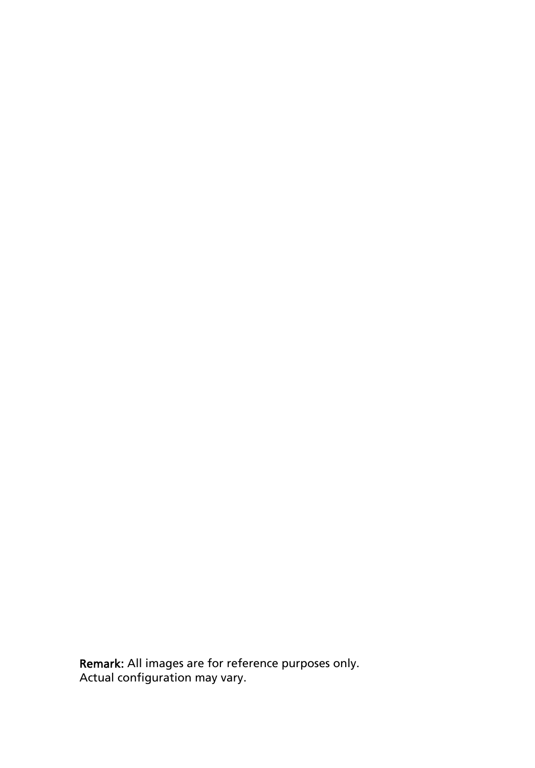**Remark:** All images are for reference purposes only.
Actual configuration may vary.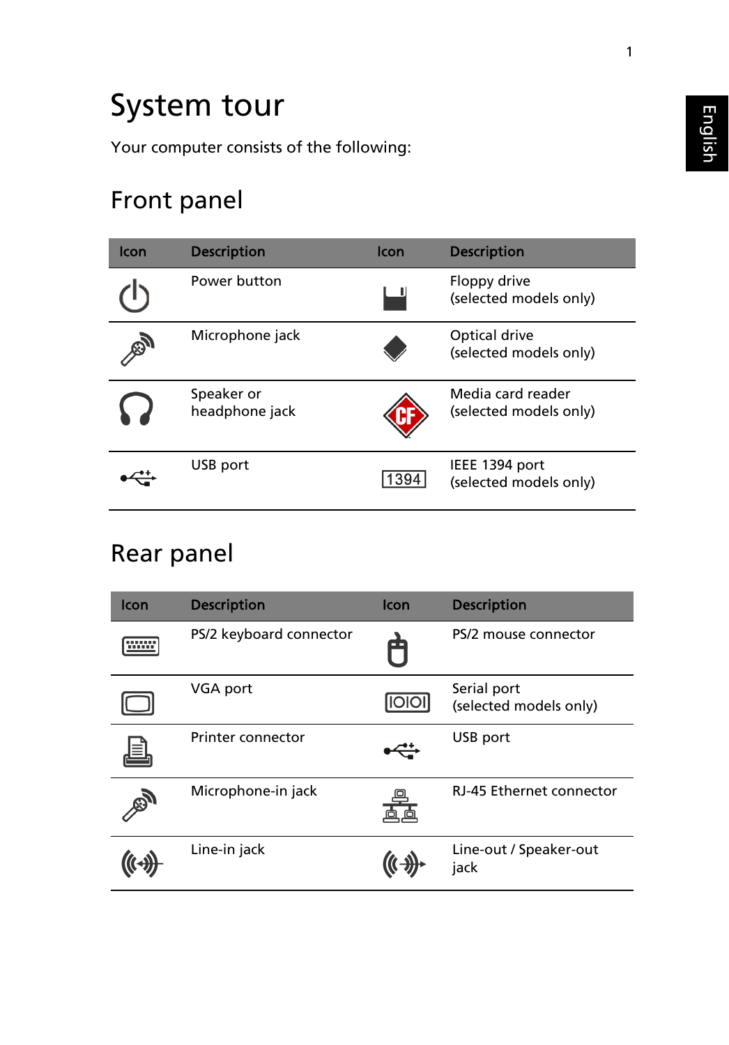# System tour

Your computer consists of the following:

## Front panel

| Icon | Description | Icon | Description |
|---|---|---|---|
| | Power button | | Floppy drive (selected models only) |
| | Microphone jack | | Optical drive (selected models only) |
| | Speaker or headphone jack | | Media card reader (selected models only) |
| | USB port | 1394 | IEEE 1394 port (selected models only) |

## Rear panel

| Icon | Description | Icon | Description |
|---|---|---|---|
| | PS/2 keyboard connector | | PS/2 mouse connector |
| | VGA port | IOIOI | Serial port (selected models only) |
| | Printer connector | | USB port |
| | Microphone-in jack | | RJ-45 Ethernet connector |
| | Line-in jack | | Line-out / Speaker-out jack |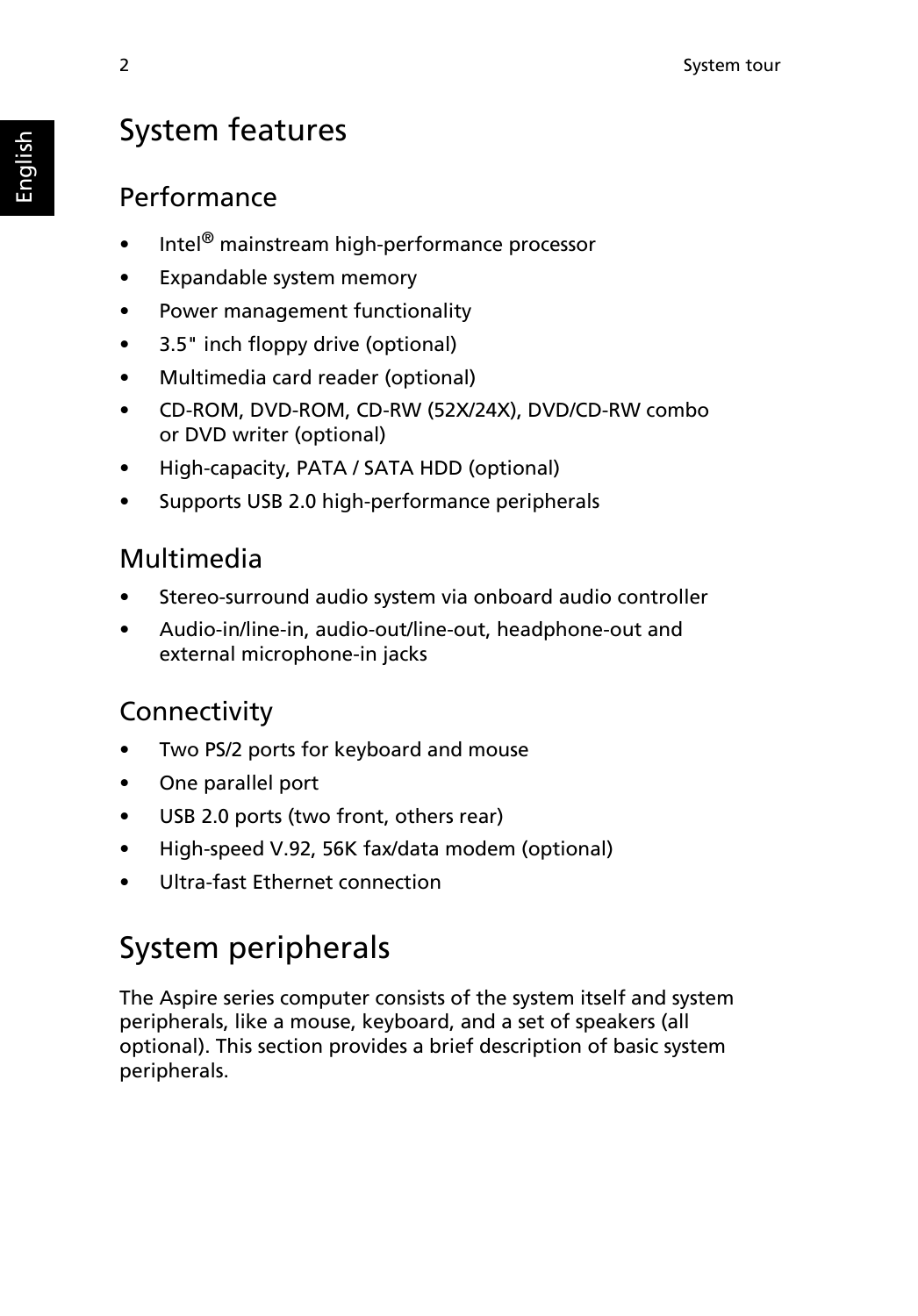# System features

## Performance

- Intel® mainstream high-performance processor
- Expandable system memory
- Power management functionality
- 3.5" inch floppy drive (optional)
- Multimedia card reader (optional)
- CD-ROM, DVD-ROM, CD-RW (52X/24X), DVD/CD-RW combo or DVD writer (optional)
- High-capacity, PATA / SATA HDD (optional)
- Supports USB 2.0 high-performance peripherals

## Multimedia

- Stereo-surround audio system via onboard audio controller
- Audio-in/line-in, audio-out/line-out, headphone-out and external microphone-in jacks

## Connectivity

- Two PS/2 ports for keyboard and mouse
- One parallel port
- USB 2.0 ports (two front, others rear)
- High-speed V.92, 56K fax/data modem (optional)
- Ultra-fast Ethernet connection

# System peripherals

The Aspire series computer consists of the system itself and system peripherals, like a mouse, keyboard, and a set of speakers (all optional). This section provides a brief description of basic system peripherals.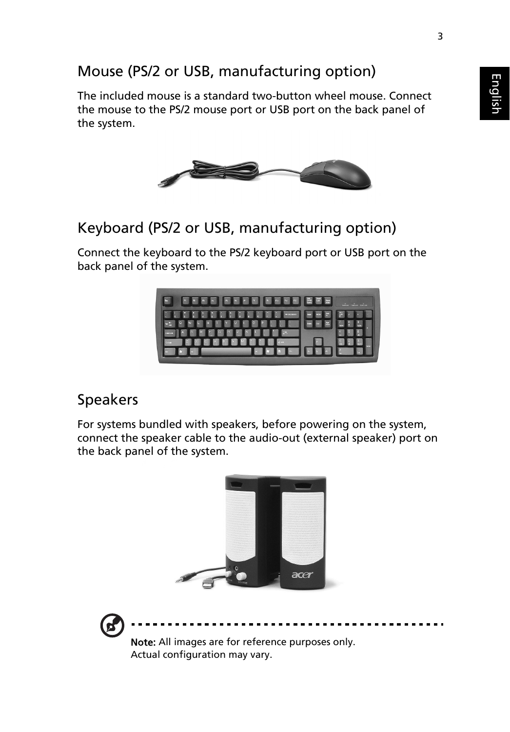## Mouse (PS/2 or USB, manufacturing option)

The included mouse is a standard two-button wheel mouse. Connect the mouse to the PS/2 mouse port or USB port on the back panel of the system.

## Keyboard (PS/2 or USB, manufacturing option)

Connect the keyboard to the PS/2 keyboard port or USB port on the back panel of the system.

## Speakers

For systems bundled with speakers, before powering on the system, connect the speaker cable to the audio-out (external speaker) port on the back panel of the system.

**Note:** All images are for reference purposes only. Actual configuration may vary.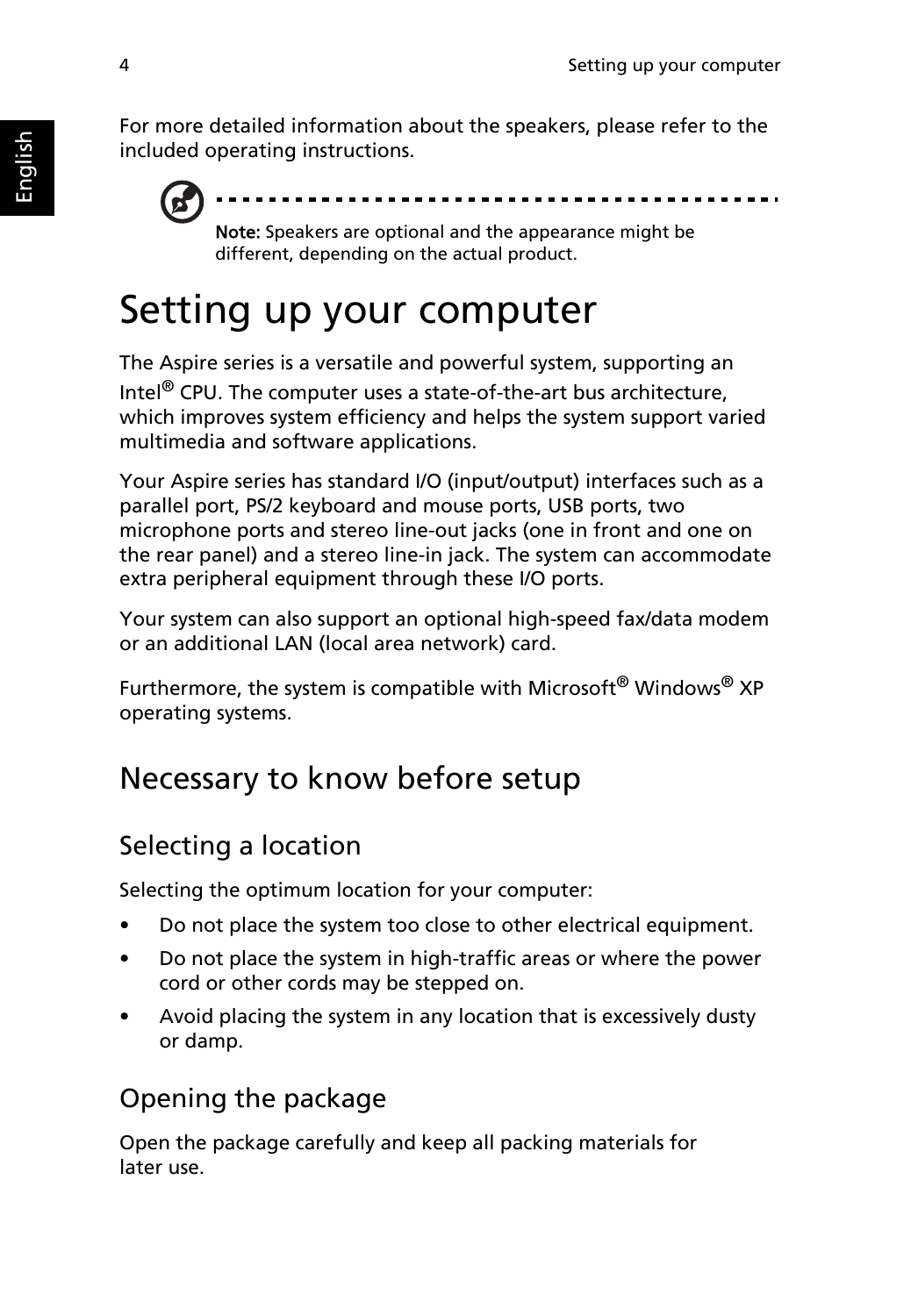For more detailed information about the speakers, please refer to the included operating instructions.

**Note:** Speakers are optional and the appearance might be different, depending on the actual product.

# Setting up your computer

The Aspire series is a versatile and powerful system, supporting an Intel® CPU. The computer uses a state-of-the-art bus architecture, which improves system efficiency and helps the system support varied multimedia and software applications.

Your Aspire series has standard I/O (input/output) interfaces such as a parallel port, PS/2 keyboard and mouse ports, USB ports, two microphone ports and stereo line-out jacks (one in front and one on the rear panel) and a stereo line-in jack. The system can accommodate extra peripheral equipment through these I/O ports.

Your system can also support an optional high-speed fax/data modem or an additional LAN (local area network) card.

Furthermore, the system is compatible with Microsoft® Windows® XP operating systems.

## Necessary to know before setup

### Selecting a location

Selecting the optimum location for your computer:

- Do not place the system too close to other electrical equipment.
- Do not place the system in high-traffic areas or where the power cord or other cords may be stepped on.
- Avoid placing the system in any location that is excessively dusty or damp.

### Opening the package

Open the package carefully and keep all packing materials for later use.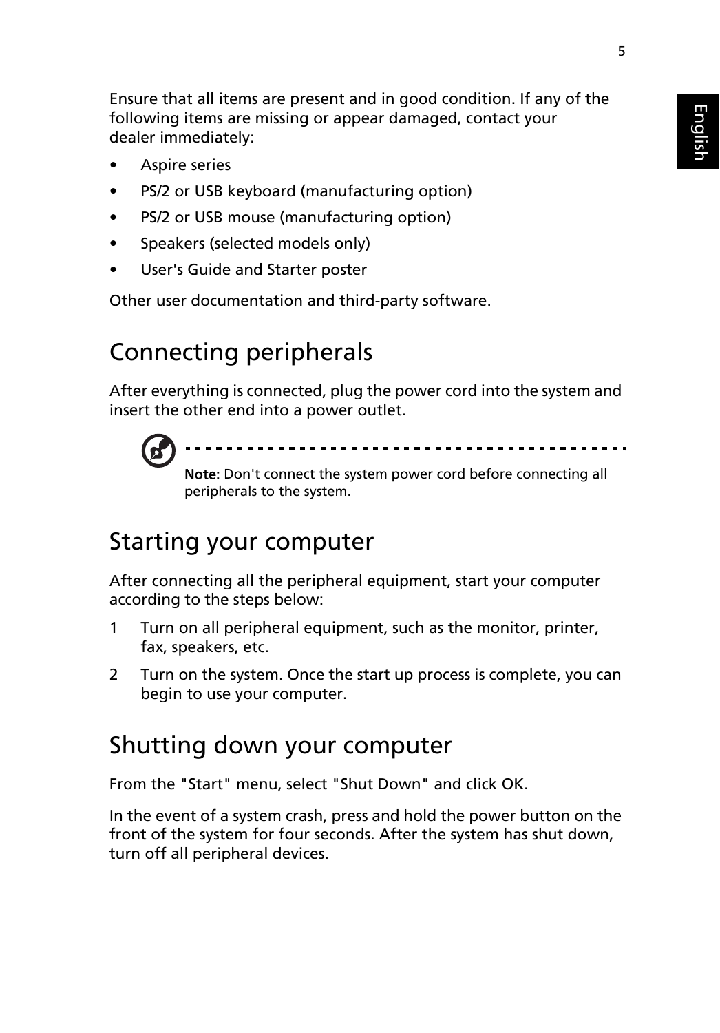Ensure that all items are present and in good condition. If any of the following items are missing or appear damaged, contact your dealer immediately:

- Aspire series
- PS/2 or USB keyboard (manufacturing option)
- PS/2 or USB mouse (manufacturing option)
- Speakers (selected models only)
- User's Guide and Starter poster

Other user documentation and third-party software.

## Connecting peripherals

After everything is connected, plug the power cord into the system and insert the other end into a power outlet.

**Note:** Don't connect the system power cord before connecting all peripherals to the system.

## Starting your computer

After connecting all the peripheral equipment, start your computer according to the steps below:

1. Turn on all peripheral equipment, such as the monitor, printer, fax, speakers, etc.
2. Turn on the system. Once the start up process is complete, you can begin to use your computer.

## Shutting down your computer

From the "Start" menu, select "Shut Down" and click OK.

In the event of a system crash, press and hold the power button on the front of the system for four seconds. After the system has shut down, turn off all peripheral devices.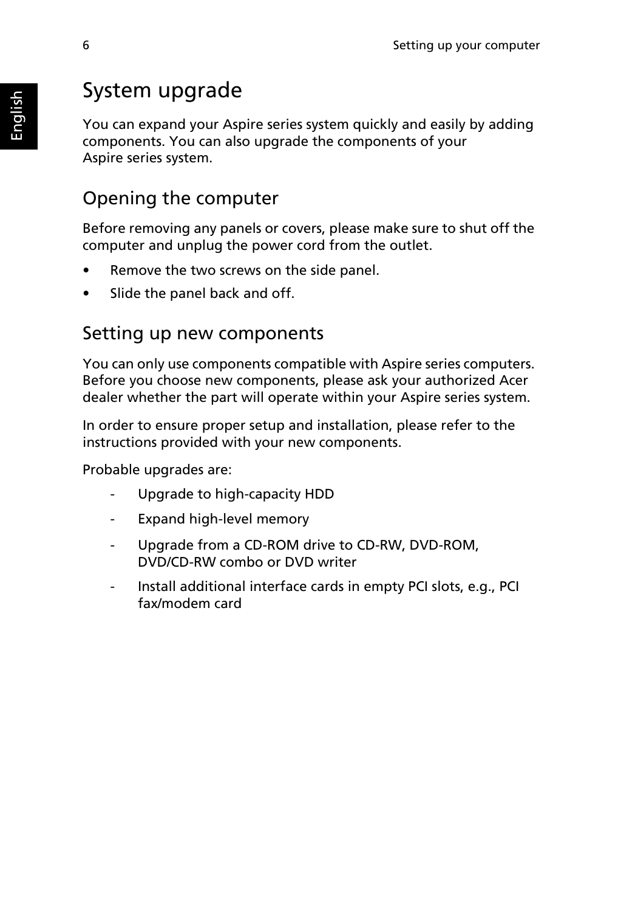# System upgrade

You can expand your Aspire series system quickly and easily by adding components. You can also upgrade the components of your Aspire series system.

## Opening the computer

Before removing any panels or covers, please make sure to shut off the computer and unplug the power cord from the outlet.

- Remove the two screws on the side panel.
- Slide the panel back and off.

## Setting up new components

You can only use components compatible with Aspire series computers. Before you choose new components, please ask your authorized Acer dealer whether the part will operate within your Aspire series system.

In order to ensure proper setup and installation, please refer to the instructions provided with your new components.

Probable upgrades are:

- Upgrade to high-capacity HDD
- Expand high-level memory
- Upgrade from a CD-ROM drive to CD-RW, DVD-ROM, DVD/CD-RW combo or DVD writer
- Install additional interface cards in empty PCI slots, e.g., PCI fax/modem card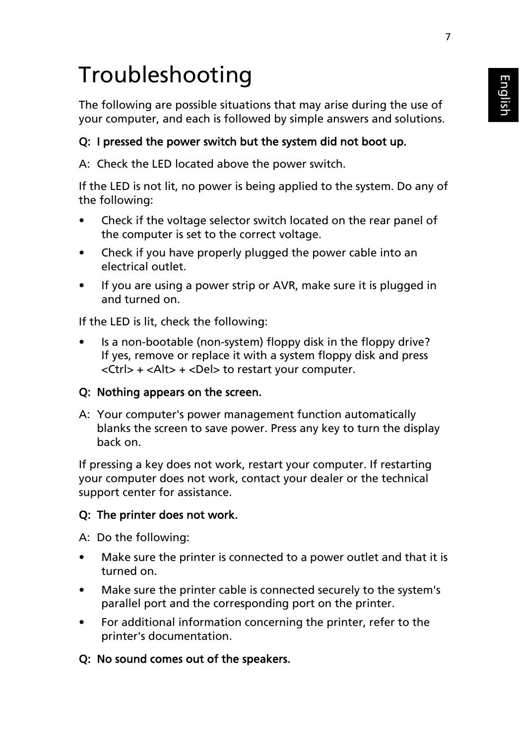# Troubleshooting

The following are possible situations that may arise during the use of your computer, and each is followed by simple answers and solutions.

**Q: I pressed the power switch but the system did not boot up.**

A: Check the LED located above the power switch.

If the LED is not lit, no power is being applied to the system. Do any of the following:

- Check if the voltage selector switch located on the rear panel of the computer is set to the correct voltage.
- Check if you have properly plugged the power cable into an electrical outlet.
- If you are using a power strip or AVR, make sure it is plugged in and turned on.

If the LED is lit, check the following:

- Is a non-bootable (non-system) floppy disk in the floppy drive? If yes, remove or replace it with a system floppy disk and press <Ctrl> + <Alt> + <Del> to restart your computer.

**Q: Nothing appears on the screen.**

A: Your computer's power management function automatically blanks the screen to save power. Press any key to turn the display back on.

If pressing a key does not work, restart your computer. If restarting your computer does not work, contact your dealer or the technical support center for assistance.

**Q: The printer does not work.**

A: Do the following:

- Make sure the printer is connected to a power outlet and that it is turned on.
- Make sure the printer cable is connected securely to the system's parallel port and the corresponding port on the printer.
- For additional information concerning the printer, refer to the printer's documentation.

**Q: No sound comes out of the speakers.**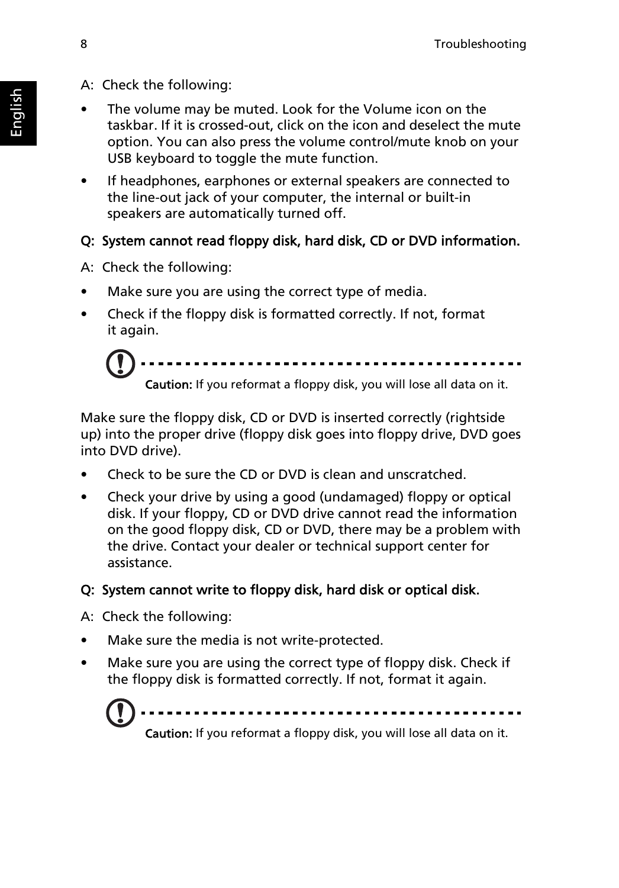A: Check the following:

- The volume may be muted. Look for the Volume icon on the taskbar. If it is crossed-out, click on the icon and deselect the mute option. You can also press the volume control/mute knob on your USB keyboard to toggle the mute function.
- If headphones, earphones or external speakers are connected to the line-out jack of your computer, the internal or built-in speakers are automatically turned off.

**Q: System cannot read floppy disk, hard disk, CD or DVD information.**

A: Check the following:

- Make sure you are using the correct type of media.
- Check if the floppy disk is formatted correctly. If not, format it again.

**Caution:** If you reformat a floppy disk, you will lose all data on it.

Make sure the floppy disk, CD or DVD is inserted correctly (rightside up) into the proper drive (floppy disk goes into floppy drive, DVD goes into DVD drive).

- Check to be sure the CD or DVD is clean and unscratched.
- Check your drive by using a good (undamaged) floppy or optical disk. If your floppy, CD or DVD drive cannot read the information on the good floppy disk, CD or DVD, there may be a problem with the drive. Contact your dealer or technical support center for assistance.

**Q: System cannot write to floppy disk, hard disk or optical disk.**

A: Check the following:

- Make sure the media is not write-protected.
- Make sure you are using the correct type of floppy disk. Check if the floppy disk is formatted correctly. If not, format it again.

**Caution:** If you reformat a floppy disk, you will lose all data on it.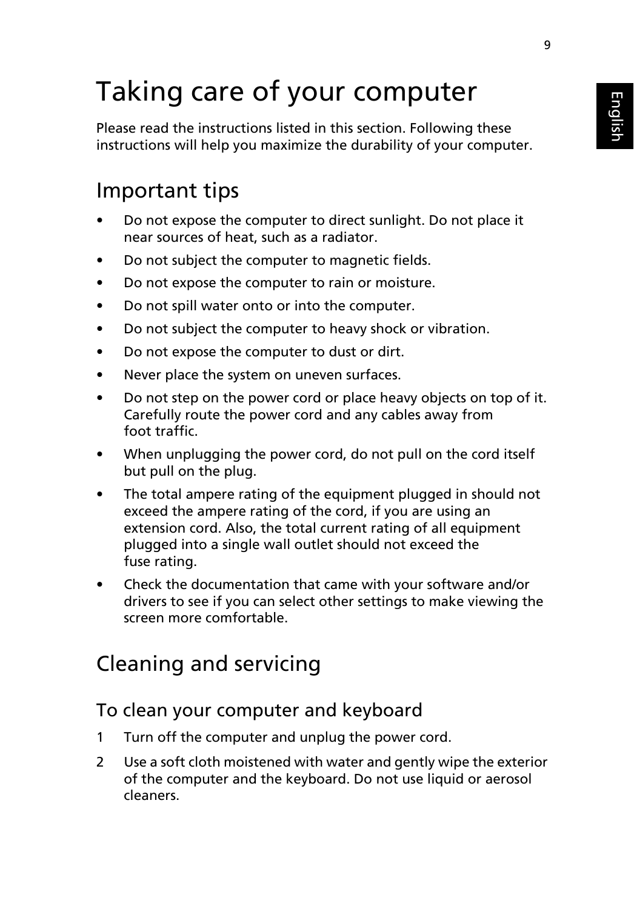# Taking care of your computer

Please read the instructions listed in this section. Following these instructions will help you maximize the durability of your computer.

## Important tips

- Do not expose the computer to direct sunlight. Do not place it near sources of heat, such as a radiator.
- Do not subject the computer to magnetic fields.
- Do not expose the computer to rain or moisture.
- Do not spill water onto or into the computer.
- Do not subject the computer to heavy shock or vibration.
- Do not expose the computer to dust or dirt.
- Never place the system on uneven surfaces.
- Do not step on the power cord or place heavy objects on top of it. Carefully route the power cord and any cables away from foot traffic.
- When unplugging the power cord, do not pull on the cord itself but pull on the plug.
- The total ampere rating of the equipment plugged in should not exceed the ampere rating of the cord, if you are using an extension cord. Also, the total current rating of all equipment plugged into a single wall outlet should not exceed the fuse rating.
- Check the documentation that came with your software and/or drivers to see if you can select other settings to make viewing the screen more comfortable.

## Cleaning and servicing

### To clean your computer and keyboard

1. Turn off the computer and unplug the power cord.
2. Use a soft cloth moistened with water and gently wipe the exterior of the computer and the keyboard. Do not use liquid or aerosol cleaners.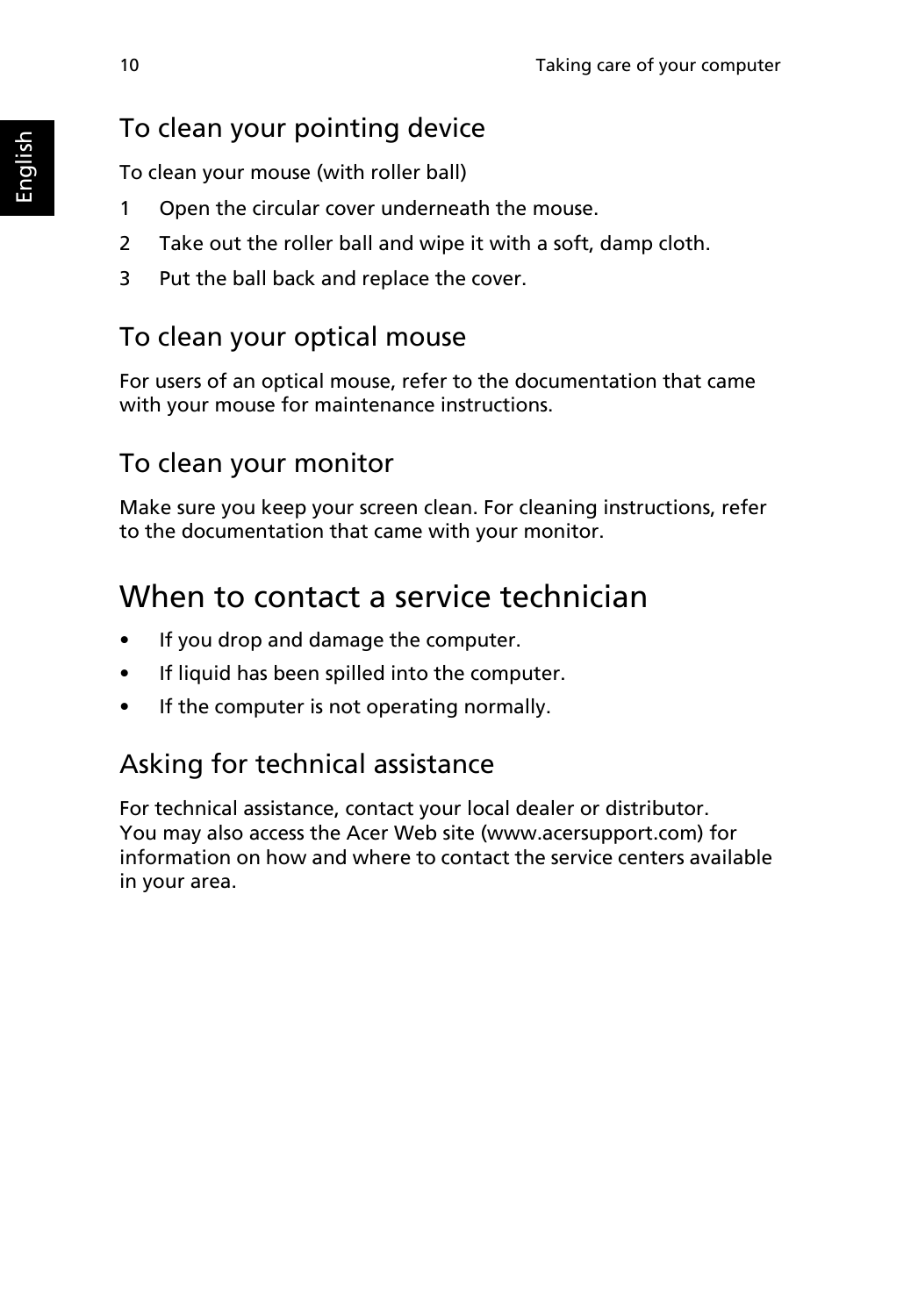### To clean your pointing device

To clean your mouse (with roller ball)

1. Open the circular cover underneath the mouse.
2. Take out the roller ball and wipe it with a soft, damp cloth.
3. Put the ball back and replace the cover.

### To clean your optical mouse

For users of an optical mouse, refer to the documentation that came with your mouse for maintenance instructions.

### To clean your monitor

Make sure you keep your screen clean. For cleaning instructions, refer to the documentation that came with your monitor.

## When to contact a service technician

- If you drop and damage the computer.
- If liquid has been spilled into the computer.
- If the computer is not operating normally.

### Asking for technical assistance

For technical assistance, contact your local dealer or distributor. You may also access the Acer Web site (www.acersupport.com) for information on how and where to contact the service centers available in your area.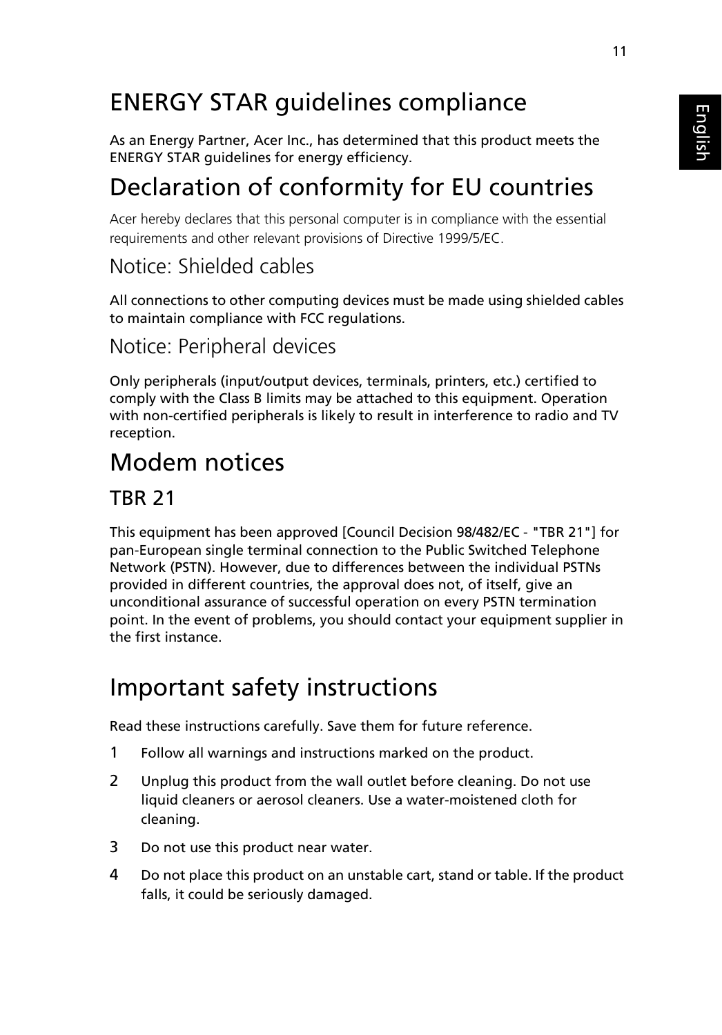# ENERGY STAR guidelines compliance

As an Energy Partner, Acer Inc., has determined that this product meets the ENERGY STAR guidelines for energy efficiency.

# Declaration of conformity for EU countries

Acer hereby declares that this personal computer is in compliance with the essential requirements and other relevant provisions of Directive 1999/5/EC.

## Notice: Shielded cables

All connections to other computing devices must be made using shielded cables to maintain compliance with FCC regulations.

## Notice: Peripheral devices

Only peripherals (input/output devices, terminals, printers, etc.) certified to comply with the Class B limits may be attached to this equipment. Operation with non-certified peripherals is likely to result in interference to radio and TV reception.

# Modem notices

## TBR 21

This equipment has been approved [Council Decision 98/482/EC - "TBR 21"] for pan-European single terminal connection to the Public Switched Telephone Network (PSTN). However, due to differences between the individual PSTNs provided in different countries, the approval does not, of itself, give an unconditional assurance of successful operation on every PSTN termination point. In the event of problems, you should contact your equipment supplier in the first instance.

# Important safety instructions

Read these instructions carefully. Save them for future reference.

1. Follow all warnings and instructions marked on the product.
2. Unplug this product from the wall outlet before cleaning. Do not use liquid cleaners or aerosol cleaners. Use a water-moistened cloth for cleaning.
3. Do not use this product near water.
4. Do not place this product on an unstable cart, stand or table. If the product falls, it could be seriously damaged.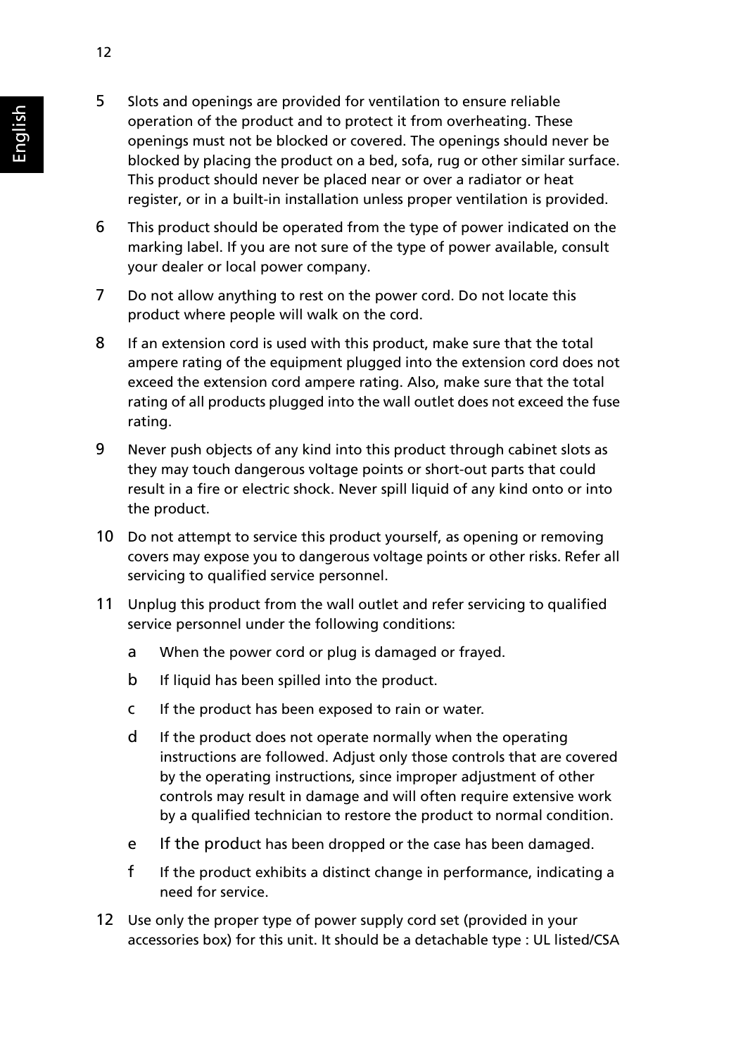5. Slots and openings are provided for ventilation to ensure reliable operation of the product and to protect it from overheating. These openings must not be blocked or covered. The openings should never be blocked by placing the product on a bed, sofa, rug or other similar surface. This product should never be placed near or over a radiator or heat register, or in a built-in installation unless proper ventilation is provided.
6. This product should be operated from the type of power indicated on the marking label. If you are not sure of the type of power available, consult your dealer or local power company.
7. Do not allow anything to rest on the power cord. Do not locate this product where people will walk on the cord.
8. If an extension cord is used with this product, make sure that the total ampere rating of the equipment plugged into the extension cord does not exceed the extension cord ampere rating. Also, make sure that the total rating of all products plugged into the wall outlet does not exceed the fuse rating.
9. Never push objects of any kind into this product through cabinet slots as they may touch dangerous voltage points or short-out parts that could result in a fire or electric shock. Never spill liquid of any kind onto or into the product.
10. Do not attempt to service this product yourself, as opening or removing covers may expose you to dangerous voltage points or other risks. Refer all servicing to qualified service personnel.
11. Unplug this product from the wall outlet and refer servicing to qualified service personnel under the following conditions:
    a. When the power cord or plug is damaged or frayed.
    b. If liquid has been spilled into the product.
    c. If the product has been exposed to rain or water.
    d. If the product does not operate normally when the operating instructions are followed. Adjust only those controls that are covered by the operating instructions, since improper adjustment of other controls may result in damage and will often require extensive work by a qualified technician to restore the product to normal condition.
    e. If the product has been dropped or the case has been damaged.
    f. If the product exhibits a distinct change in performance, indicating a need for service.
12. Use only the proper type of power supply cord set (provided in your accessories box) for this unit. It should be a detachable type : UL listed/CSA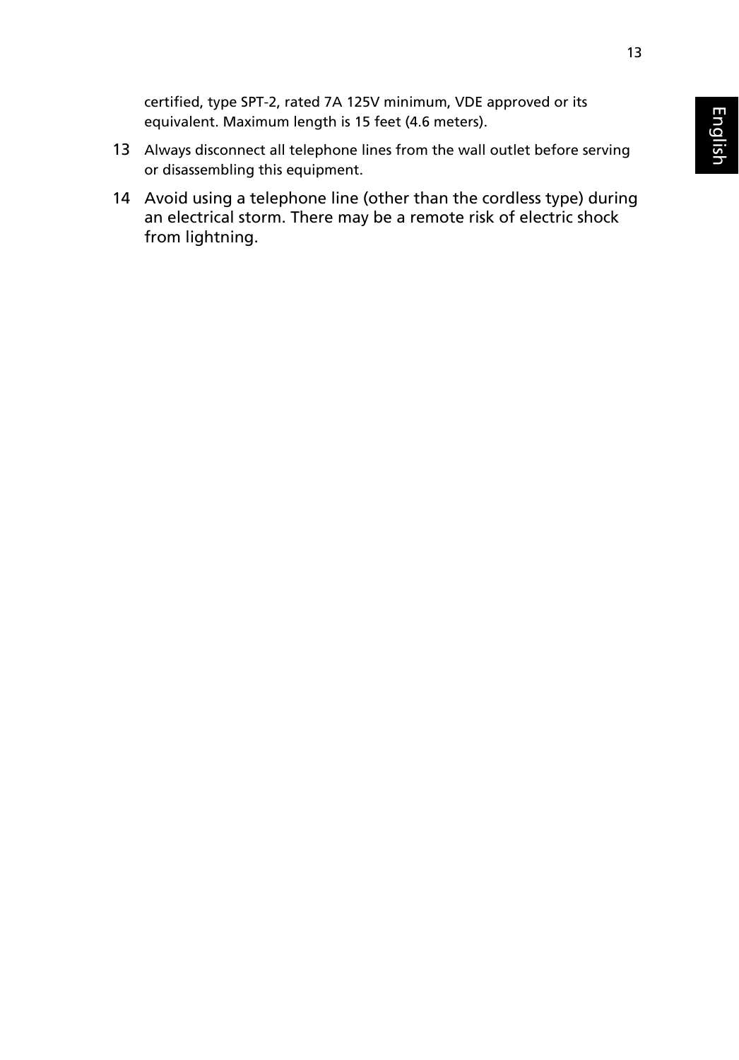certified, type SPT-2, rated 7A 125V minimum, VDE approved or its equivalent. Maximum length is 15 feet (4.6 meters).

13 Always disconnect all telephone lines from the wall outlet before serving or disassembling this equipment.

14 Avoid using a telephone line (other than the cordless type) during an electrical storm. There may be a remote risk of electric shock from lightning.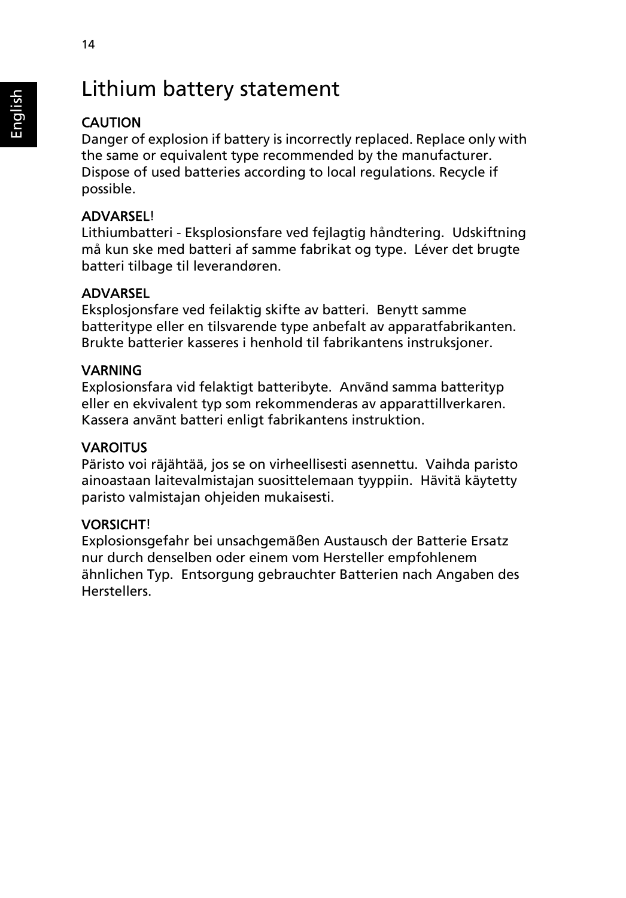# Lithium battery statement

CAUTION
Danger of explosion if battery is incorrectly replaced. Replace only with the same or equivalent type recommended by the manufacturer. Dispose of used batteries according to local regulations. Recycle if possible.

ADVARSEL!
Lithiumbatteri - Eksplosionsfare ved fejlagtig håndtering. Udskiftning må kun ske med batteri af samme fabrikat og type. Léver det brugte batteri tilbage til leverandøren.

ADVARSEL
Eksplosjonsfare ved feilaktig skifte av batteri. Benytt samme batteritype eller en tilsvarende type anbefalt av apparatfabrikanten. Brukte batterier kasseres i henhold til fabrikantens instruksjoner.

VARNING
Explosionsfara vid felaktigt batteribyte. Anvãnd samma batterityp eller en ekvivalent typ som rekommenderas av apparattillverkaren. Kassera anvãnt batteri enligt fabrikantens instruktion.

VAROITUS
Päristo voi räjähtää, jos se on virheellisesti asennettu. Vaihda paristo ainoastaan laitevalmistajan suosittelemaan tyyppiin. Hävitä käytetty paristo valmistajan ohjeiden mukaisesti.

VORSICHT!
Explosionsgefahr bei unsachgemäßen Austausch der Batterie Ersatz nur durch denselben oder einem vom Hersteller empfohlenem ähnlichen Typ. Entsorgung gebrauchter Batterien nach Angaben des Herstellers.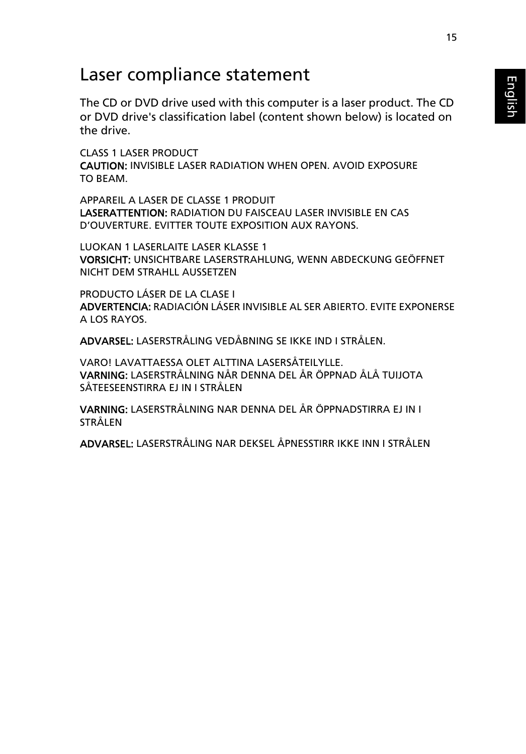# Laser compliance statement

The CD or DVD drive used with this computer is a laser product. The CD or DVD drive's classification label (content shown below) is located on the drive.

CLASS 1 LASER PRODUCT
**CAUTION:** INVISIBLE LASER RADIATION WHEN OPEN. AVOID EXPOSURE TO BEAM.

APPAREIL A LASER DE CLASSE 1 PRODUIT
**LASERATTENTION:** RADIATION DU FAISCEAU LASER INVISIBLE EN CAS D'OUVERTURE. EVITTER TOUTE EXPOSITION AUX RAYONS.

LUOKAN 1 LASERLAITE LASER KLASSE 1
**VORSICHT:** UNSICHTBARE LASERSTRAHLUNG, WENN ABDECKUNG GEÖFFNET NICHT DEM STRAHLL AUSSETZEN

PRODUCTO LÁSER DE LA CLASE I
**ADVERTENCIA:** RADIACIÓN LÁSER INVISIBLE AL SER ABIERTO. EVITE EXPONERSE A LOS RAYOS.

**ADVARSEL:** LASERSTRÅLING VEDÅBNING SE IKKE IND I STRÅLEN.

VARO! LAVATTAESSA OLET ALTTINA LASERSÅTEILYLLE.
**VARNING:** LASERSTRÅLNING NÅR DENNA DEL ÅR ÖPPNAD ÅLÅ TUIJOTA SÅTEESEENSTIRRA EJ IN I STRÅLEN

**VARNING:** LASERSTRÅLNING NAR DENNA DEL ÅR ÖPPNADSTIRRA EJ IN I STRÅLEN

**ADVARSEL:** LASERSTRÅLING NAR DEKSEL ÅPNESSTIRR IKKE INN I STRÅLEN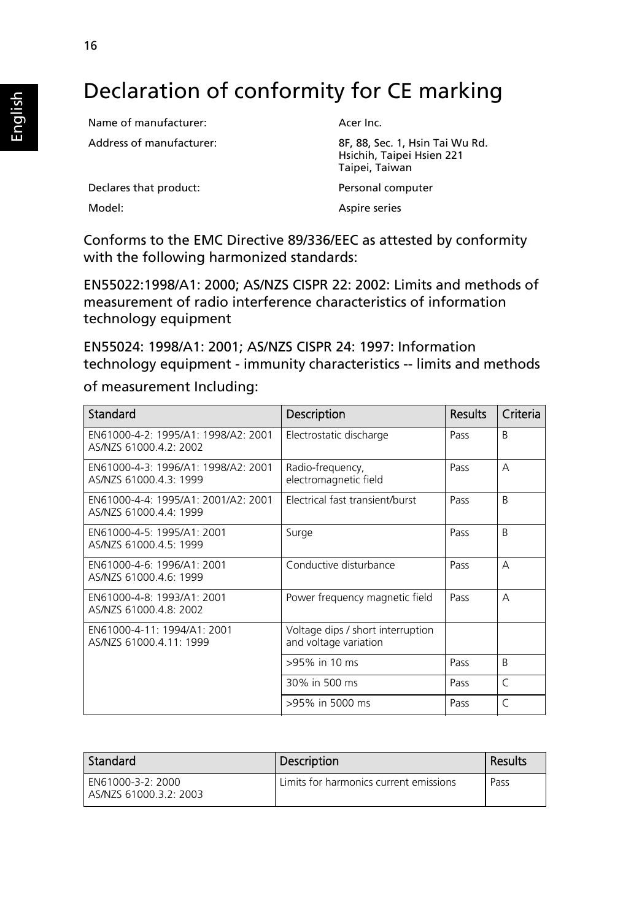# Declaration of conformity for CE marking

| | |
|---|---|
| Name of manufacturer: | Acer Inc. |
| Address of manufacturer: | 8F, 88, Sec. 1, Hsin Tai Wu Rd.<br>Hsichih, Taipei Hsien 221<br>Taipei, Taiwan |
| Declares that product: | Personal computer |
| Model: | Aspire series |

Conforms to the EMC Directive 89/336/EEC as attested by conformity with the following harmonized standards:

EN55022:1998/A1: 2000; AS/NZS CISPR 22: 2002: Limits and methods of measurement of radio interference characteristics of information technology equipment

EN55024: 1998/A1: 2001; AS/NZS CISPR 24: 1997: Information technology equipment - immunity characteristics -- limits and methods of measurement Including:

| Standard | Description | Results | Criteria |
|---|---|---|---|
| EN61000-4-2: 1995/A1: 1998/A2: 2001<br>AS/NZS 61000.4.2: 2002 | Electrostatic discharge | Pass | B |
| EN61000-4-3: 1996/A1: 1998/A2: 2001<br>AS/NZS 61000.4.3: 1999 | Radio-frequency, electromagnetic field | Pass | A |
| EN61000-4-4: 1995/A1: 2001/A2: 2001<br>AS/NZS 61000.4.4: 1999 | Electrical fast transient/burst | Pass | B |
| EN61000-4-5: 1995/A1: 2001<br>AS/NZS 61000.4.5: 1999 | Surge | Pass | B |
| EN61000-4-6: 1996/A1: 2001<br>AS/NZS 61000.4.6: 1999 | Conductive disturbance | Pass | A |
| EN61000-4-8: 1993/A1: 2001<br>AS/NZS 61000.4.8: 2002 | Power frequency magnetic field | Pass | A |
| EN61000-4-11: 1994/A1: 2001<br>AS/NZS 61000.4.11: 1999 | Voltage dips / short interruption and voltage variation | | |
| | >95% in 10 ms | Pass | B |
| | 30% in 500 ms | Pass | C |
| | >95% in 5000 ms | Pass | C |

| Standard | Description | Results |
|---|---|---|
| EN61000-3-2: 2000<br>AS/NZS 61000.3.2: 2003 | Limits for harmonics current emissions | Pass |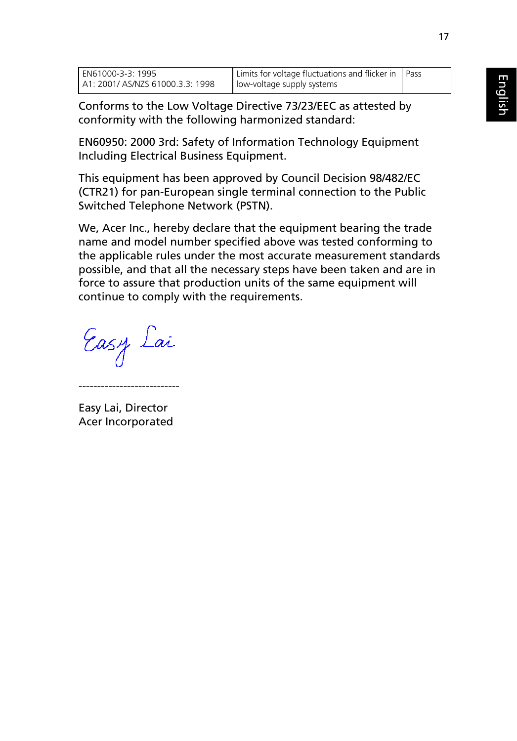| EN61000-3-3: 1995 A1: 2001/ AS/NZS 61000.3.3: 1998 | Limits for voltage fluctuations and flicker in low-voltage supply systems | Pass |
|---|---|---|

Conforms to the Low Voltage Directive 73/23/EEC as attested by conformity with the following harmonized standard:

EN60950: 2000 3rd: Safety of Information Technology Equipment Including Electrical Business Equipment.

This equipment has been approved by Council Decision 98/482/EC (CTR21) for pan-European single terminal connection to the Public Switched Telephone Network (PSTN).

We, Acer Inc., hereby declare that the equipment bearing the trade name and model number specified above was tested conforming to the applicable rules under the most accurate measurement standards possible, and that all the necessary steps have been taken and are in force to assure that production units of the same equipment will continue to comply with the requirements.

Easy Lai

---------------------------

Easy Lai, Director
Acer Incorporated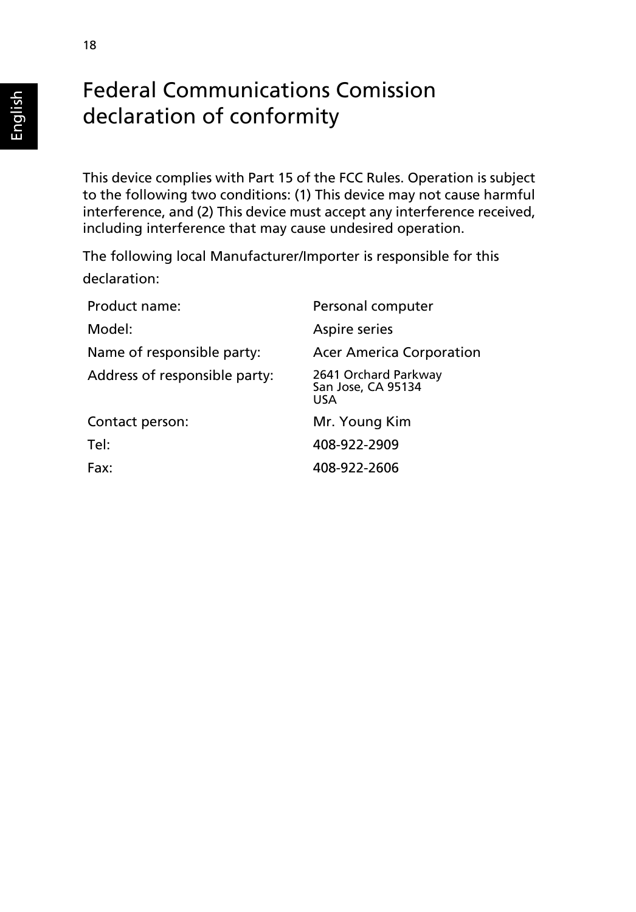# Federal Communications Comission declaration of conformity

This device complies with Part 15 of the FCC Rules. Operation is subject to the following two conditions: (1) This device may not cause harmful interference, and (2) This device must accept any interference received, including interference that may cause undesired operation.

The following local Manufacturer/Importer is responsible for this declaration:

| | |
|---|---|
| Product name: | Personal computer |
| Model: | Aspire series |
| Name of responsible party: | Acer America Corporation |
| Address of responsible party: | 2641 Orchard Parkway<br>San Jose, CA 95134<br>USA |
| Contact person: | Mr. Young Kim |
| Tel: | 408-922-2909 |
| Fax: | 408-922-2606 |